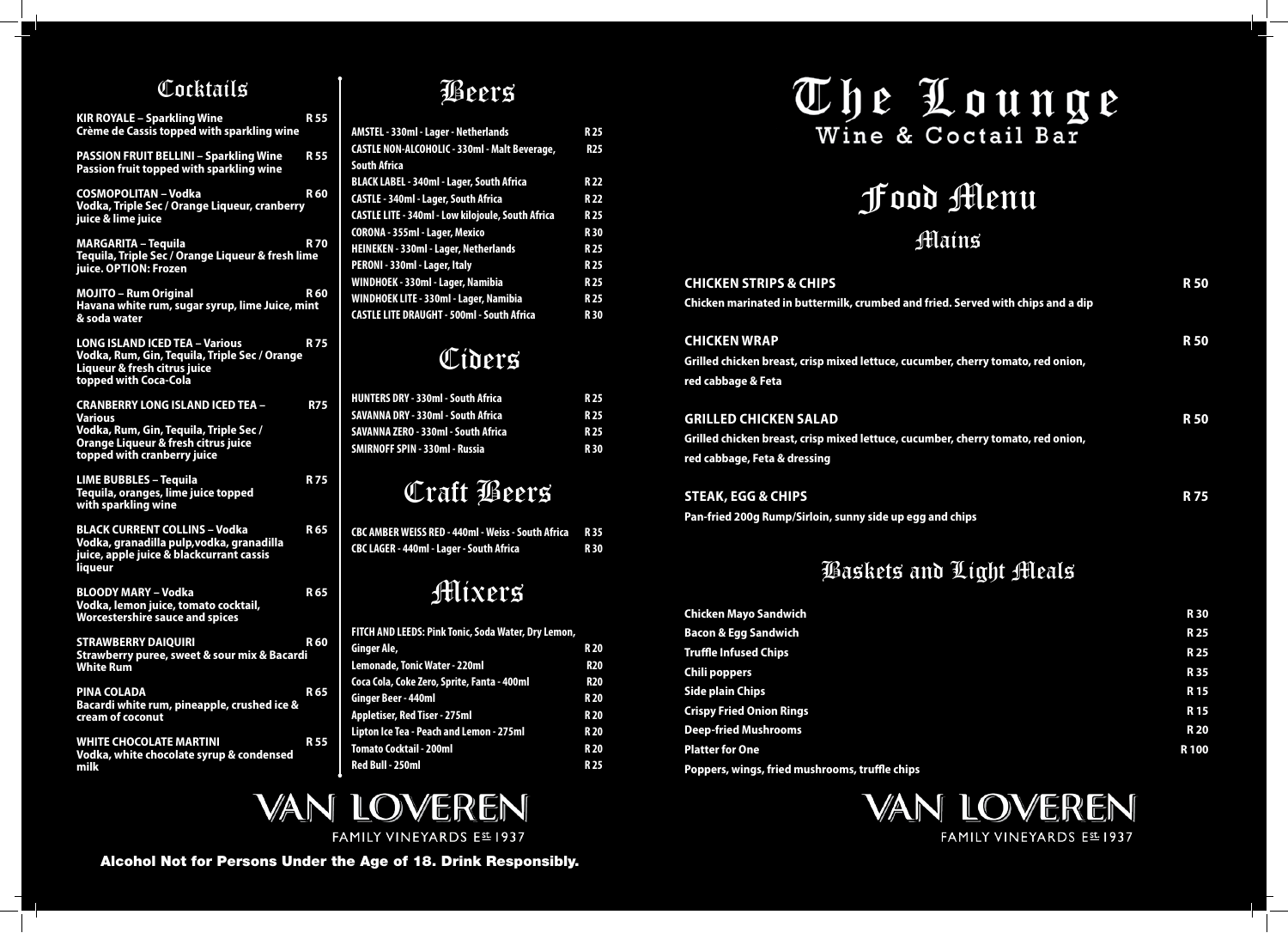# The Lounge
Wine & Coctail Bar

## Cocktails

**KIR ROYALE – Sparkling Wine** R 55
Crème de Cassis topped with sparkling wine

**PASSION FRUIT BELLINI – Sparkling Wine** R 55
Passion fruit topped with sparkling wine

**COSMOPOLITAN – Vodka** R 60
Vodka, Triple Sec / Orange Liqueur, cranberry juice & lime juice

**MARGARITA – Tequila** R 70
Tequila, Triple Sec / Orange Liqueur & fresh lime juice. OPTION: Frozen

**MOJITO – Rum Original** R 60
Havana white rum, sugar syrup, lime Juice, mint & soda water

**LONG ISLAND ICED TEA – Various** R 75
Vodka, Rum, Gin, Tequila, Triple Sec / Orange Liqueur & fresh citrus juice topped with Coca-Cola

**CRANBERRY LONG ISLAND ICED TEA – Various** R75
Vodka, Rum, Gin, Tequila, Triple Sec / Orange Liqueur & fresh citrus juice topped with cranberry juice

**LIME BUBBLES – Tequila** R 75
Tequila, oranges, lime juice topped with sparkling wine

**BLACK CURRENT COLLINS – Vodka** R 65
Vodka, granadilla pulp,vodka, granadilla juice, apple juice & blackcurrant cassis liqueur

**BLOODY MARY – Vodka** R 65
Vodka, lemon juice, tomato cocktail, Worcestershire sauce and spices

**STRAWBERRY DAIQUIRI** R 60
Strawberry puree, sweet & sour mix & Bacardi White Rum

**PINA COLADA** R 65
Bacardi white rum, pineapple, crushed ice & cream of coconut

**WHITE CHOCOLATE MARTINI** R 55
Vodka, white chocolate syrup & condensed milk

## Beers

| Item | Price |
|---|---|
| AMSTEL - 330ml - Lager - Netherlands | R 25 |
| CASTLE NON-ALCOHOLIC - 330ml - Malt Beverage, South Africa | R25 |
| BLACK LABEL - 340ml - Lager, South Africa | R 22 |
| CASTLE - 340ml - Lager, South Africa | R 22 |
| CASTLE LITE - 340ml - Low kilojoule, South Africa | R 25 |
| CORONA - 355ml - Lager, Mexico | R 30 |
| HEINEKEN - 330ml - Lager, Netherlands | R 25 |
| PERONI - 330ml - Lager, Italy | R 25 |
| WINDHOEK - 330ml - Lager, Namibia | R 25 |
| WINDHOEK LITE - 330ml - Lager, Namibia | R 25 |
| CASTLE LITE DRAUGHT - 500ml - South Africa | R 30 |

## Ciders

| Item | Price |
|---|---|
| HUNTERS DRY - 330ml - South Africa | R 25 |
| SAVANNA DRY - 330ml - South Africa | R 25 |
| SAVANNA ZERO - 330ml - South Africa | R 25 |
| SMIRNOFF SPIN - 330ml - Russia | R 30 |

## Craft Beers

| Item | Price |
|---|---|
| CBC AMBER WEISS RED - 440ml - Weiss - South Africa | R 35 |
| CBC LAGER - 440ml - Lager - South Africa | R 30 |

## Mixers

| Item | Price |
|---|---|
| FITCH AND LEEDS: Pink Tonic, Soda Water, Dry Lemon, Ginger Ale, | R 20 |
| Lemonade, Tonic Water - 220ml | R20 |
| Coca Cola, Coke Zero, Sprite, Fanta - 400ml | R20 |
| Ginger Beer - 440ml | R 20 |
| Appletiser, Red Tiser - 275ml | R 20 |
| Lipton Ice Tea - Peach and Lemon - 275ml | R 20 |
| Tomato Cocktail - 200ml | R 20 |
| Red Bull - 250ml | R 25 |

VAN LOVEREN
FAMILY VINEYARDS EST 1937

**Alcohol Not for Persons Under the Age of 18. Drink Responsibly.**

# Food Menu

## Mains

**CHICKEN STRIPS & CHIPS** R 50
Chicken marinated in buttermilk, crumbed and fried. Served with chips and a dip

**CHICKEN WRAP** R 50
Grilled chicken breast, crisp mixed lettuce, cucumber, cherry tomato, red onion, red cabbage & Feta

**GRILLED CHICKEN SALAD** R 50
Grilled chicken breast, crisp mixed lettuce, cucumber, cherry tomato, red onion, red cabbage, Feta & dressing

**STEAK, EGG & CHIPS** R 75
Pan-fried 200g Rump/Sirloin, sunny side up egg and chips

## Baskets and Light Meals

| Item | Price |
|---|---|
| Chicken Mayo Sandwich | R 30 |
| Bacon & Egg Sandwich | R 25 |
| Truffle Infused Chips | R 25 |
| Chili poppers | R 35 |
| Side plain Chips | R 15 |
| Crispy Fried Onion Rings | R 15 |
| Deep-fried Mushrooms | R 20 |
| Platter for One | R 100 |

Poppers, wings, fried mushrooms, truffle chips

VAN LOVEREN
FAMILY VINEYARDS EST 1937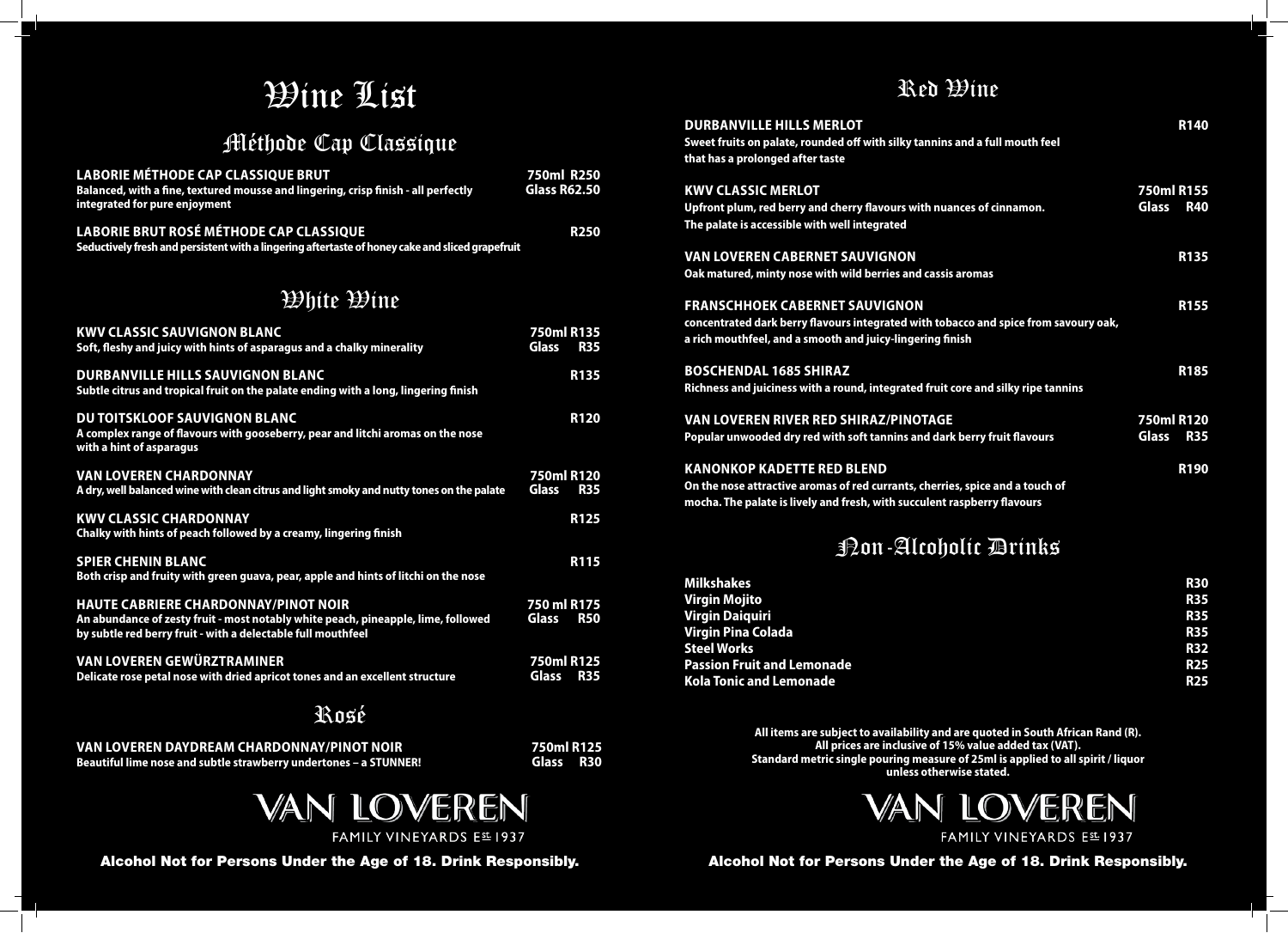# Wine List

## Méthode Cap Classique

**LABORIE MÉTHODE CAP CLASSIQUE BRUT** — 750ml R250 / Glass R62.50
Balanced, with a fine, textured mousse and lingering, crisp finish - all perfectly integrated for pure enjoyment

**LABORIE BRUT ROSÉ MÉTHODE CAP CLASSIQUE** — R250
Seductively fresh and persistent with a lingering aftertaste of honey cake and sliced grapefruit

## White Wine

**KWV CLASSIC SAUVIGNON BLANC** — 750ml R135 / Glass R35
Soft, fleshy and juicy with hints of asparagus and a chalky minerality

**DURBANVILLE HILLS SAUVIGNON BLANC** — R135
Subtle citrus and tropical fruit on the palate ending with a long, lingering finish

**DU TOITSKLOOF SAUVIGNON BLANC** — R120
A complex range of flavours with gooseberry, pear and litchi aromas on the nose with a hint of asparagus

**VAN LOVEREN CHARDONNAY** — 750ml R120 / Glass R35
A dry, well balanced wine with clean citrus and light smoky and nutty tones on the palate

**KWV CLASSIC CHARDONNAY** — R125
Chalky with hints of peach followed by a creamy, lingering finish

**SPIER CHENIN BLANC** — R115
Both crisp and fruity with green guava, pear, apple and hints of litchi on the nose

**HAUTE CABRIERE CHARDONNAY/PINOT NOIR** — 750 ml R175 / Glass R50
An abundance of zesty fruit - most notably white peach, pineapple, lime, followed by subtle red berry fruit - with a delectable full mouthfeel

**VAN LOVEREN GEWÜRZTRAMINER** — 750ml R125 / Glass R35
Delicate rose petal nose with dried apricot tones and an excellent structure

## Rosé

**VAN LOVEREN DAYDREAM CHARDONNAY/PINOT NOIR** — 750ml R125 / Glass R30
Beautiful lime nose and subtle strawberry undertones – a STUNNER!

VAN LOVEREN
FAMILY VINEYARDS EST 1937

**Alcohol Not for Persons Under the Age of 18. Drink Responsibly.**

## Red Wine

**DURBANVILLE HILLS MERLOT** — R140
Sweet fruits on palate, rounded off with silky tannins and a full mouth feel that has a prolonged after taste

**KWV CLASSIC MERLOT** — 750ml R155 / Glass R40
Upfront plum, red berry and cherry flavours with nuances of cinnamon. The palate is accessible with well integrated

**VAN LOVEREN CABERNET SAUVIGNON** — R135
Oak matured, minty nose with wild berries and cassis aromas

**FRANSCHHOEK CABERNET SAUVIGNON** — R155
concentrated dark berry flavours integrated with tobacco and spice from savoury oak, a rich mouthfeel, and a smooth and juicy-lingering finish

**BOSCHENDAL 1685 SHIRAZ** — R185
Richness and juiciness with a round, integrated fruit core and silky ripe tannins

**VAN LOVEREN RIVER RED SHIRAZ/PINOTAGE** — 750ml R120 / Glass R35
Popular unwooded dry red with soft tannins and dark berry fruit flavours

**KANONKOP KADETTE RED BLEND** — R190
On the nose attractive aromas of red currants, cherries, spice and a touch of mocha. The palate is lively and fresh, with succulent raspberry flavours

## Non-Alcoholic Drinks

| | |
|---|---|
| Milkshakes | R30 |
| Virgin Mojito | R35 |
| Virgin Daiquiri | R35 |
| Virgin Pina Colada | R35 |
| Steel Works | R32 |
| Passion Fruit and Lemonade | R25 |
| Kola Tonic and Lemonade | R25 |

**All items are subject to availability and are quoted in South African Rand (R).
All prices are inclusive of 15% value added tax (VAT).
Standard metric single pouring measure of 25ml is applied to all spirit / liquor unless otherwise stated.**

VAN LOVEREN
FAMILY VINEYARDS EST 1937

**Alcohol Not for Persons Under the Age of 18. Drink Responsibly.**